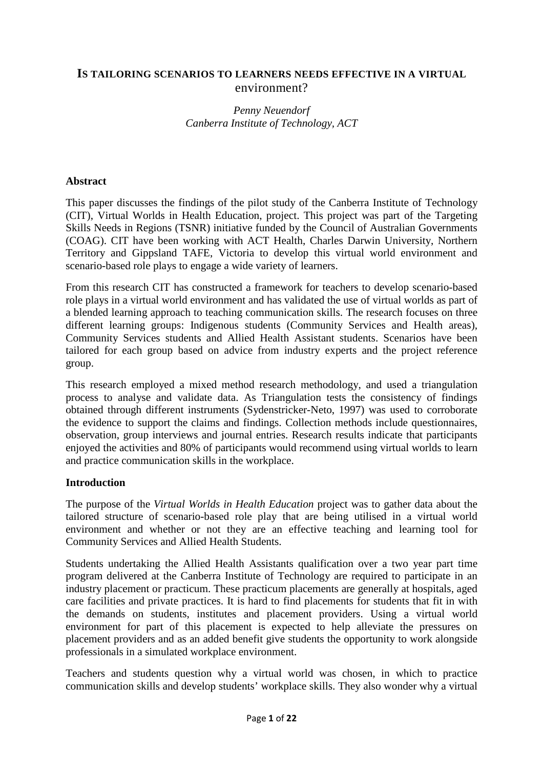# IS TAILORING SCENARIOS TO LEARNERS NEEDS EFFECTIVE IN A VIRTUAL environment?

*Penny Neuendorf*
*Canberra Institute of Technology, ACT*

## Abstract

This paper discusses the findings of the pilot study of the Canberra Institute of Technology (CIT), Virtual Worlds in Health Education, project. This project was part of the Targeting Skills Needs in Regions (TSNR) initiative funded by the Council of Australian Governments (COAG). CIT have been working with ACT Health, Charles Darwin University, Northern Territory and Gippsland TAFE, Victoria to develop this virtual world environment and scenario-based role plays to engage a wide variety of learners.

From this research CIT has constructed a framework for teachers to develop scenario-based role plays in a virtual world environment and has validated the use of virtual worlds as part of a blended learning approach to teaching communication skills. The research focuses on three different learning groups: Indigenous students (Community Services and Health areas), Community Services students and Allied Health Assistant students. Scenarios have been tailored for each group based on advice from industry experts and the project reference group.

This research employed a mixed method research methodology, and used a triangulation process to analyse and validate data. As Triangulation tests the consistency of findings obtained through different instruments (Sydenstricker-Neto, 1997) was used to corroborate the evidence to support the claims and findings. Collection methods include questionnaires, observation, group interviews and journal entries. Research results indicate that participants enjoyed the activities and 80% of participants would recommend using virtual worlds to learn and practice communication skills in the workplace.

## Introduction

The purpose of the *Virtual Worlds in Health Education* project was to gather data about the tailored structure of scenario-based role play that are being utilised in a virtual world environment and whether or not they are an effective teaching and learning tool for Community Services and Allied Health Students.

Students undertaking the Allied Health Assistants qualification over a two year part time program delivered at the Canberra Institute of Technology are required to participate in an industry placement or practicum. These practicum placements are generally at hospitals, aged care facilities and private practices. It is hard to find placements for students that fit in with the demands on students, institutes and placement providers. Using a virtual world environment for part of this placement is expected to help alleviate the pressures on placement providers and as an added benefit give students the opportunity to work alongside professionals in a simulated workplace environment.

Teachers and students question why a virtual world was chosen, in which to practice communication skills and develop students' workplace skills. They also wonder why a virtual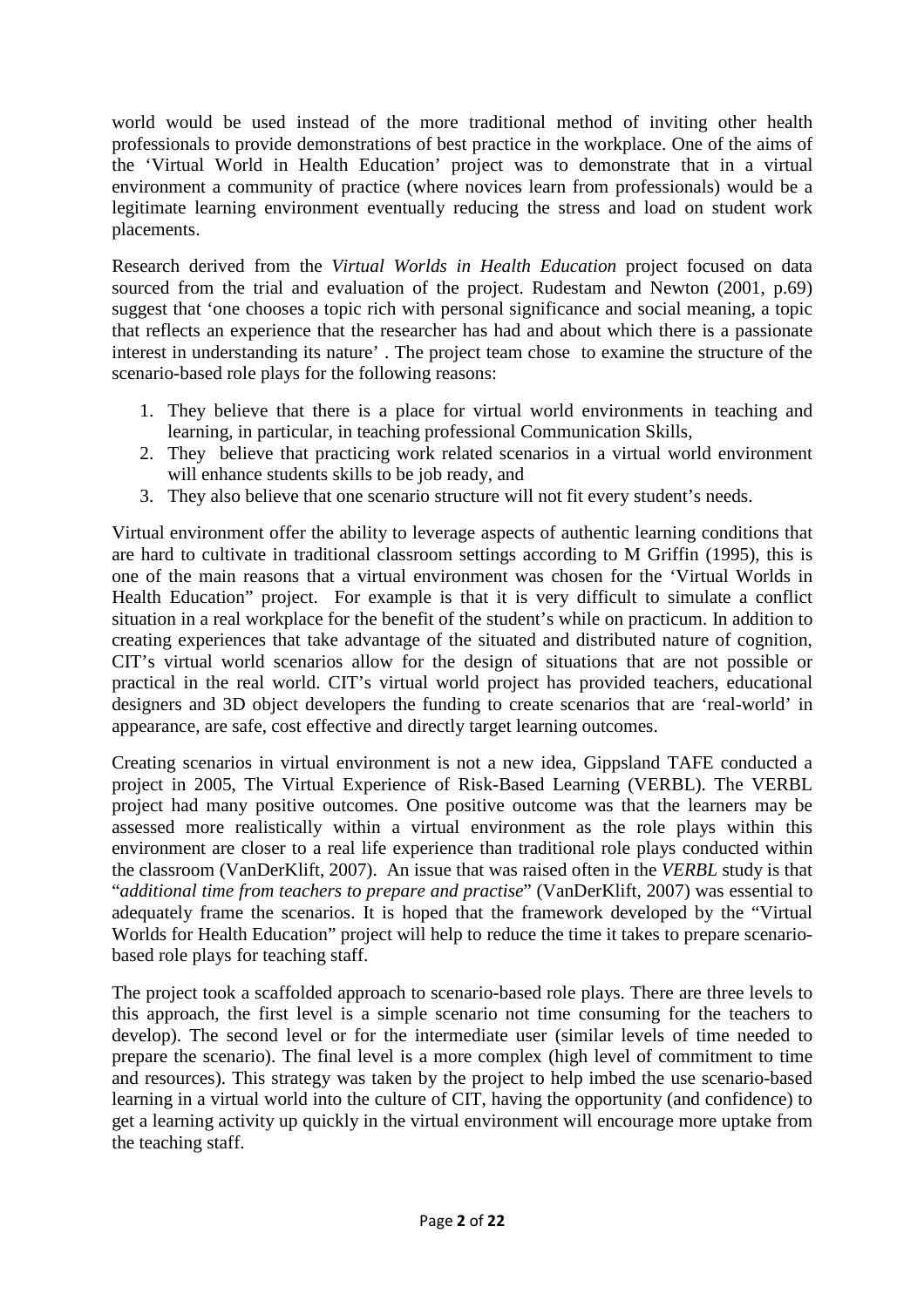world would be used instead of the more traditional method of inviting other health professionals to provide demonstrations of best practice in the workplace. One of the aims of the 'Virtual World in Health Education' project was to demonstrate that in a virtual environment a community of practice (where novices learn from professionals) would be a legitimate learning environment eventually reducing the stress and load on student work placements.

Research derived from the *Virtual Worlds in Health Education* project focused on data sourced from the trial and evaluation of the project. Rudestam and Newton (2001, p.69) suggest that 'one chooses a topic rich with personal significance and social meaning, a topic that reflects an experience that the researcher has had and about which there is a passionate interest in understanding its nature' . The project team chose to examine the structure of the scenario-based role plays for the following reasons:

1. They believe that there is a place for virtual world environments in teaching and learning, in particular, in teaching professional Communication Skills,
2. They believe that practicing work related scenarios in a virtual world environment will enhance students skills to be job ready, and
3. They also believe that one scenario structure will not fit every student's needs.

Virtual environment offer the ability to leverage aspects of authentic learning conditions that are hard to cultivate in traditional classroom settings according to M Griffin (1995), this is one of the main reasons that a virtual environment was chosen for the 'Virtual Worlds in Health Education" project. For example is that it is very difficult to simulate a conflict situation in a real workplace for the benefit of the student's while on practicum. In addition to creating experiences that take advantage of the situated and distributed nature of cognition, CIT's virtual world scenarios allow for the design of situations that are not possible or practical in the real world. CIT's virtual world project has provided teachers, educational designers and 3D object developers the funding to create scenarios that are 'real-world' in appearance, are safe, cost effective and directly target learning outcomes.

Creating scenarios in virtual environment is not a new idea, Gippsland TAFE conducted a project in 2005, The Virtual Experience of Risk-Based Learning (VERBL). The VERBL project had many positive outcomes. One positive outcome was that the learners may be assessed more realistically within a virtual environment as the role plays within this environment are closer to a real life experience than traditional role plays conducted within the classroom (VanDerKlift, 2007). An issue that was raised often in the *VERBL* study is that "*additional time from teachers to prepare and practise*" (VanDerKlift, 2007) was essential to adequately frame the scenarios. It is hoped that the framework developed by the "Virtual Worlds for Health Education" project will help to reduce the time it takes to prepare scenario-based role plays for teaching staff.

The project took a scaffolded approach to scenario-based role plays. There are three levels to this approach, the first level is a simple scenario not time consuming for the teachers to develop). The second level or for the intermediate user (similar levels of time needed to prepare the scenario). The final level is a more complex (high level of commitment to time and resources). This strategy was taken by the project to help imbed the use scenario-based learning in a virtual world into the culture of CIT, having the opportunity (and confidence) to get a learning activity up quickly in the virtual environment will encourage more uptake from the teaching staff.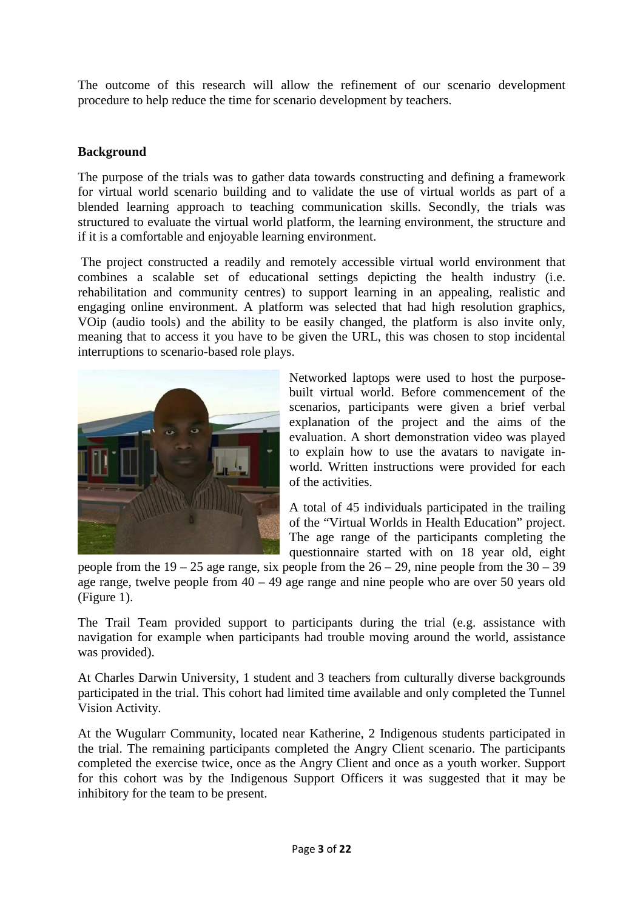The outcome of this research will allow the refinement of our scenario development procedure to help reduce the time for scenario development by teachers.

**Background**

The purpose of the trials was to gather data towards constructing and defining a framework for virtual world scenario building and to validate the use of virtual worlds as part of a blended learning approach to teaching communication skills. Secondly, the trials was structured to evaluate the virtual world platform, the learning environment, the structure and if it is a comfortable and enjoyable learning environment.

The project constructed a readily and remotely accessible virtual world environment that combines a scalable set of educational settings depicting the health industry (i.e. rehabilitation and community centres) to support learning in an appealing, realistic and engaging online environment. A platform was selected that had high resolution graphics, VOip (audio tools) and the ability to be easily changed, the platform is also invite only, meaning that to access it you have to be given the URL, this was chosen to stop incidental interruptions to scenario-based role plays.

Networked laptops were used to host the purpose-built virtual world. Before commencement of the scenarios, participants were given a brief verbal explanation of the project and the aims of the evaluation. A short demonstration video was played to explain how to use the avatars to navigate in-world. Written instructions were provided for each of the activities.

A total of 45 individuals participated in the trailing of the "Virtual Worlds in Health Education" project. The age range of the participants completing the questionnaire started with on 18 year old, eight people from the 19 – 25 age range, six people from the 26 – 29, nine people from the 30 – 39 age range, twelve people from 40 – 49 age range and nine people who are over 50 years old (Figure 1).

The Trail Team provided support to participants during the trial (e.g. assistance with navigation for example when participants had trouble moving around the world, assistance was provided).

At Charles Darwin University, 1 student and 3 teachers from culturally diverse backgrounds participated in the trial. This cohort had limited time available and only completed the Tunnel Vision Activity.

At the Wugularr Community, located near Katherine, 2 Indigenous students participated in the trial. The remaining participants completed the Angry Client scenario. The participants completed the exercise twice, once as the Angry Client and once as a youth worker. Support for this cohort was by the Indigenous Support Officers it was suggested that it may be inhibitory for the team to be present.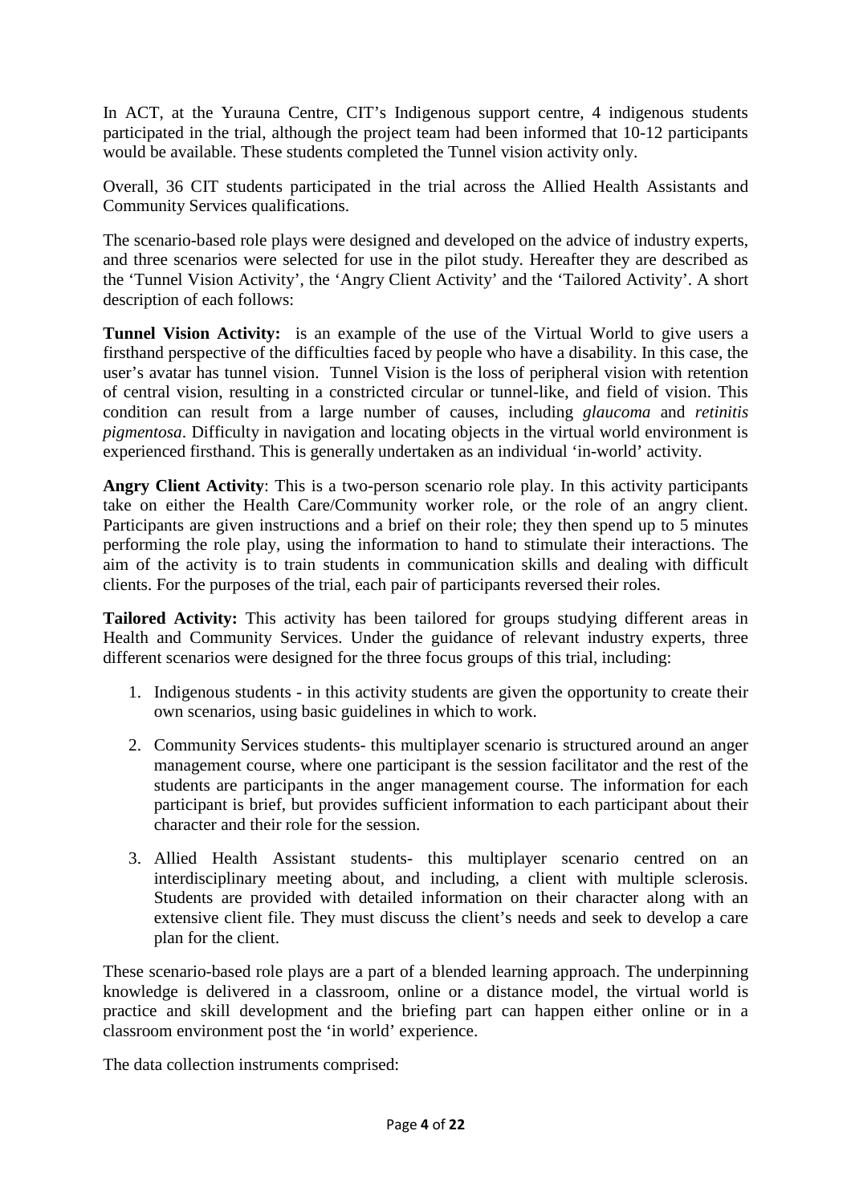In ACT, at the Yurauna Centre, CIT's Indigenous support centre, 4 indigenous students participated in the trial, although the project team had been informed that 10-12 participants would be available. These students completed the Tunnel vision activity only.

Overall, 36 CIT students participated in the trial across the Allied Health Assistants and Community Services qualifications.

The scenario-based role plays were designed and developed on the advice of industry experts, and three scenarios were selected for use in the pilot study. Hereafter they are described as the 'Tunnel Vision Activity', the 'Angry Client Activity' and the 'Tailored Activity'. A short description of each follows:

**Tunnel Vision Activity:** is an example of the use of the Virtual World to give users a firsthand perspective of the difficulties faced by people who have a disability. In this case, the user's avatar has tunnel vision. Tunnel Vision is the loss of peripheral vision with retention of central vision, resulting in a constricted circular or tunnel-like, and field of vision. This condition can result from a large number of causes, including *glaucoma* and *retinitis pigmentosa*. Difficulty in navigation and locating objects in the virtual world environment is experienced firsthand. This is generally undertaken as an individual 'in-world' activity.

**Angry Client Activity**: This is a two-person scenario role play. In this activity participants take on either the Health Care/Community worker role, or the role of an angry client. Participants are given instructions and a brief on their role; they then spend up to 5 minutes performing the role play, using the information to hand to stimulate their interactions. The aim of the activity is to train students in communication skills and dealing with difficult clients. For the purposes of the trial, each pair of participants reversed their roles.

**Tailored Activity:** This activity has been tailored for groups studying different areas in Health and Community Services. Under the guidance of relevant industry experts, three different scenarios were designed for the three focus groups of this trial, including:

1. Indigenous students - in this activity students are given the opportunity to create their own scenarios, using basic guidelines in which to work.
2. Community Services students- this multiplayer scenario is structured around an anger management course, where one participant is the session facilitator and the rest of the students are participants in the anger management course. The information for each participant is brief, but provides sufficient information to each participant about their character and their role for the session.
3. Allied Health Assistant students- this multiplayer scenario centred on an interdisciplinary meeting about, and including, a client with multiple sclerosis. Students are provided with detailed information on their character along with an extensive client file. They must discuss the client's needs and seek to develop a care plan for the client.

These scenario-based role plays are a part of a blended learning approach. The underpinning knowledge is delivered in a classroom, online or a distance model, the virtual world is practice and skill development and the briefing part can happen either online or in a classroom environment post the 'in world' experience.

The data collection instruments comprised: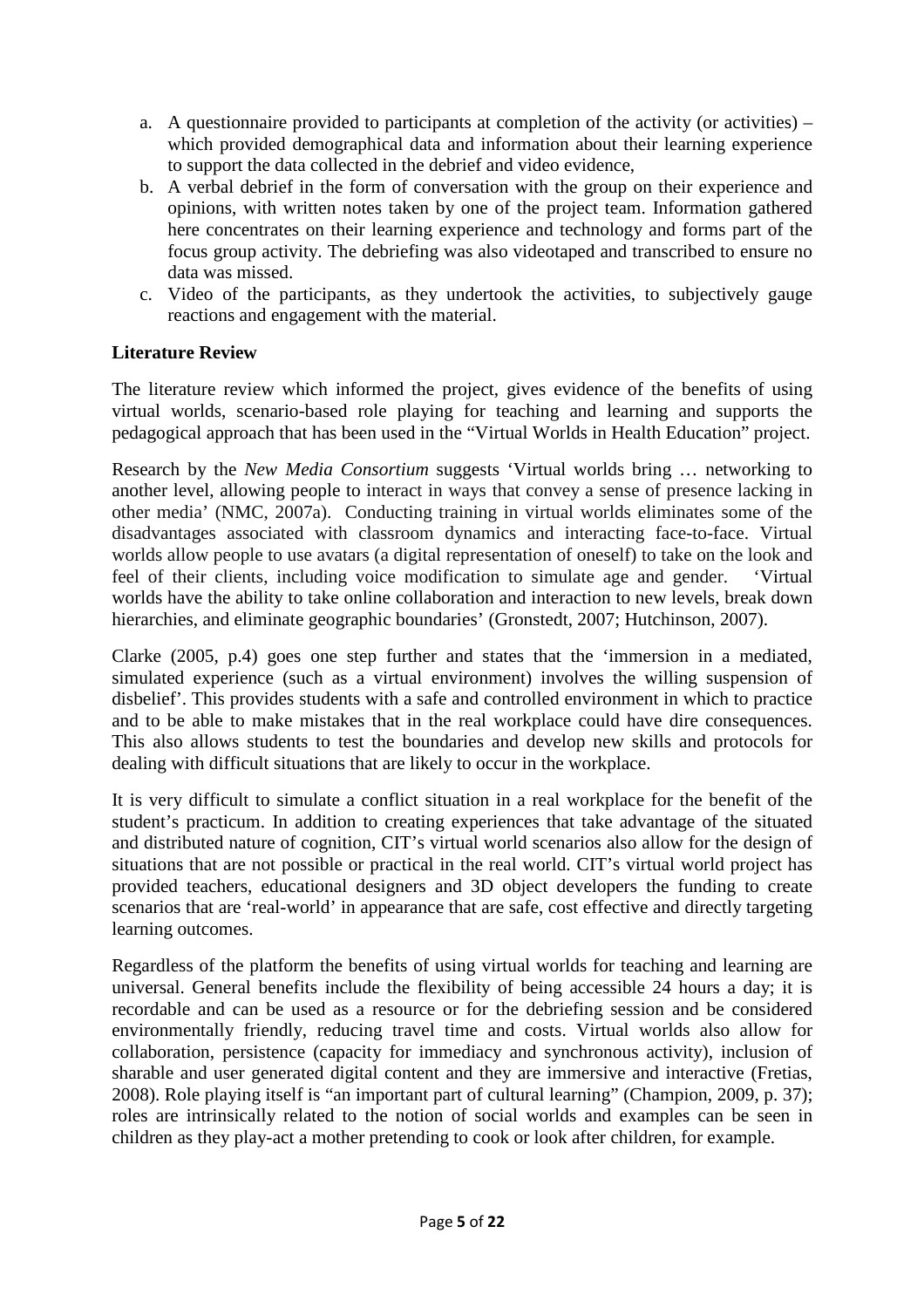a. A questionnaire provided to participants at completion of the activity (or activities) – which provided demographical data and information about their learning experience to support the data collected in the debrief and video evidence,
b. A verbal debrief in the form of conversation with the group on their experience and opinions, with written notes taken by one of the project team. Information gathered here concentrates on their learning experience and technology and forms part of the focus group activity. The debriefing was also videotaped and transcribed to ensure no data was missed.
c. Video of the participants, as they undertook the activities, to subjectively gauge reactions and engagement with the material.

**Literature Review**

The literature review which informed the project, gives evidence of the benefits of using virtual worlds, scenario-based role playing for teaching and learning and supports the pedagogical approach that has been used in the "Virtual Worlds in Health Education" project.

Research by the *New Media Consortium* suggests 'Virtual worlds bring … networking to another level, allowing people to interact in ways that convey a sense of presence lacking in other media' (NMC, 2007a). Conducting training in virtual worlds eliminates some of the disadvantages associated with classroom dynamics and interacting face-to-face. Virtual worlds allow people to use avatars (a digital representation of oneself) to take on the look and feel of their clients, including voice modification to simulate age and gender. 'Virtual worlds have the ability to take online collaboration and interaction to new levels, break down hierarchies, and eliminate geographic boundaries' (Gronstedt, 2007; Hutchinson, 2007).

Clarke (2005, p.4) goes one step further and states that the 'immersion in a mediated, simulated experience (such as a virtual environment) involves the willing suspension of disbelief'. This provides students with a safe and controlled environment in which to practice and to be able to make mistakes that in the real workplace could have dire consequences. This also allows students to test the boundaries and develop new skills and protocols for dealing with difficult situations that are likely to occur in the workplace.

It is very difficult to simulate a conflict situation in a real workplace for the benefit of the student's practicum. In addition to creating experiences that take advantage of the situated and distributed nature of cognition, CIT's virtual world scenarios also allow for the design of situations that are not possible or practical in the real world. CIT's virtual world project has provided teachers, educational designers and 3D object developers the funding to create scenarios that are 'real-world' in appearance that are safe, cost effective and directly targeting learning outcomes.

Regardless of the platform the benefits of using virtual worlds for teaching and learning are universal. General benefits include the flexibility of being accessible 24 hours a day; it is recordable and can be used as a resource or for the debriefing session and be considered environmentally friendly, reducing travel time and costs. Virtual worlds also allow for collaboration, persistence (capacity for immediacy and synchronous activity), inclusion of sharable and user generated digital content and they are immersive and interactive (Fretias, 2008). Role playing itself is "an important part of cultural learning" (Champion, 2009, p. 37); roles are intrinsically related to the notion of social worlds and examples can be seen in children as they play-act a mother pretending to cook or look after children, for example.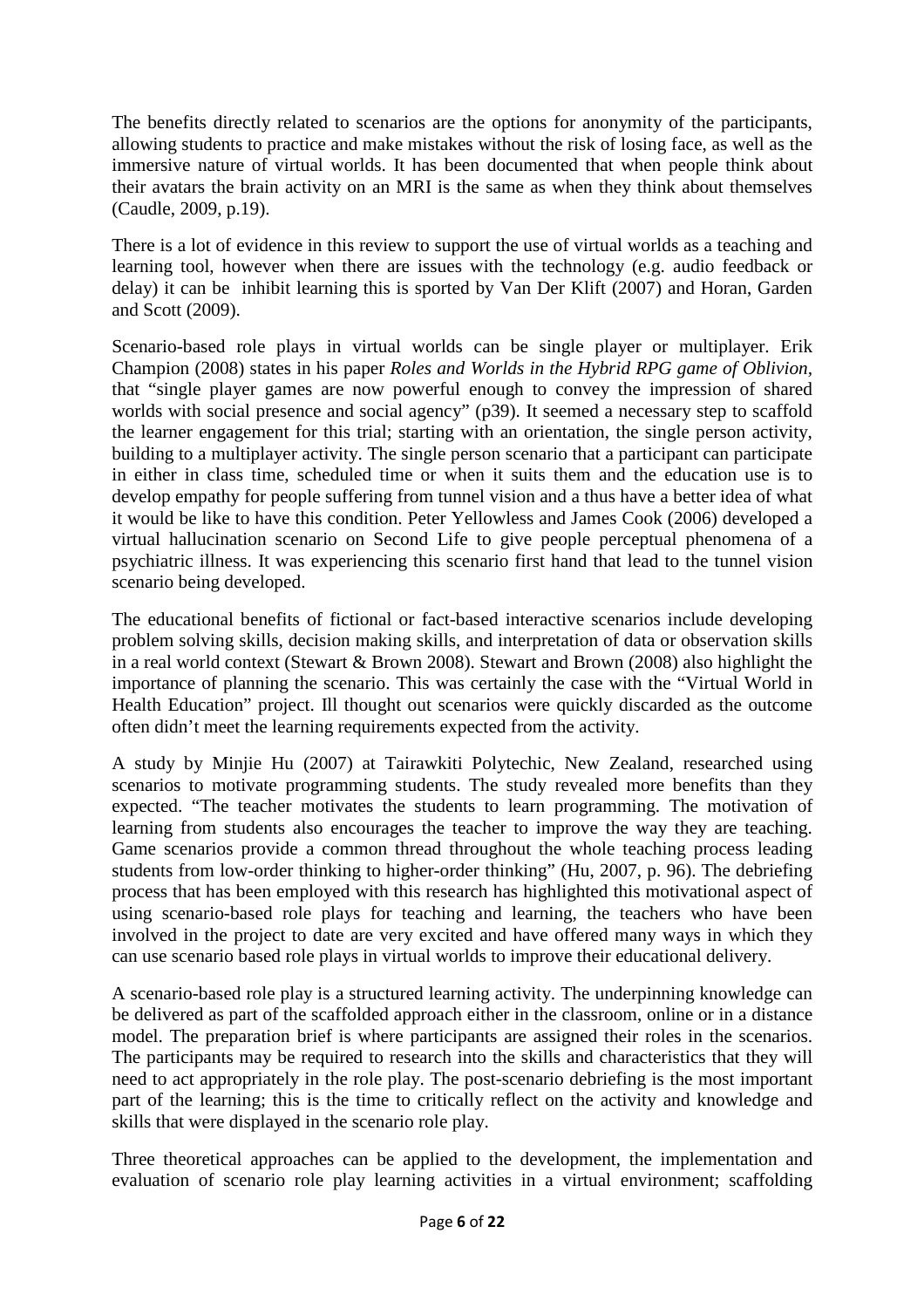The benefits directly related to scenarios are the options for anonymity of the participants, allowing students to practice and make mistakes without the risk of losing face, as well as the immersive nature of virtual worlds. It has been documented that when people think about their avatars the brain activity on an MRI is the same as when they think about themselves (Caudle, 2009, p.19).

There is a lot of evidence in this review to support the use of virtual worlds as a teaching and learning tool, however when there are issues with the technology (e.g. audio feedback or delay) it can be  inhibit learning this is sported by Van Der Klift (2007) and Horan, Garden and Scott (2009).

Scenario-based role plays in virtual worlds can be single player or multiplayer. Erik Champion (2008) states in his paper *Roles and Worlds in the Hybrid RPG game of Oblivion*, that "single player games are now powerful enough to convey the impression of shared worlds with social presence and social agency" (p39). It seemed a necessary step to scaffold the learner engagement for this trial; starting with an orientation, the single person activity, building to a multiplayer activity. The single person scenario that a participant can participate in either in class time, scheduled time or when it suits them and the education use is to develop empathy for people suffering from tunnel vision and a thus have a better idea of what it would be like to have this condition. Peter Yellowless and James Cook (2006) developed a virtual hallucination scenario on Second Life to give people perceptual phenomena of a psychiatric illness. It was experiencing this scenario first hand that lead to the tunnel vision scenario being developed.

The educational benefits of fictional or fact-based interactive scenarios include developing problem solving skills, decision making skills, and interpretation of data or observation skills in a real world context (Stewart & Brown 2008). Stewart and Brown (2008) also highlight the importance of planning the scenario. This was certainly the case with the "Virtual World in Health Education" project. Ill thought out scenarios were quickly discarded as the outcome often didn't meet the learning requirements expected from the activity.

A study by Minjie Hu (2007) at Tairawkiti Polytechic, New Zealand, researched using scenarios to motivate programming students. The study revealed more benefits than they expected. "The teacher motivates the students to learn programming. The motivation of learning from students also encourages the teacher to improve the way they are teaching. Game scenarios provide a common thread throughout the whole teaching process leading students from low-order thinking to higher-order thinking" (Hu, 2007, p. 96). The debriefing process that has been employed with this research has highlighted this motivational aspect of using scenario-based role plays for teaching and learning, the teachers who have been involved in the project to date are very excited and have offered many ways in which they can use scenario based role plays in virtual worlds to improve their educational delivery.

A scenario-based role play is a structured learning activity. The underpinning knowledge can be delivered as part of the scaffolded approach either in the classroom, online or in a distance model. The preparation brief is where participants are assigned their roles in the scenarios. The participants may be required to research into the skills and characteristics that they will need to act appropriately in the role play. The post-scenario debriefing is the most important part of the learning; this is the time to critically reflect on the activity and knowledge and skills that were displayed in the scenario role play.

Three theoretical approaches can be applied to the development, the implementation and evaluation of scenario role play learning activities in a virtual environment; scaffolding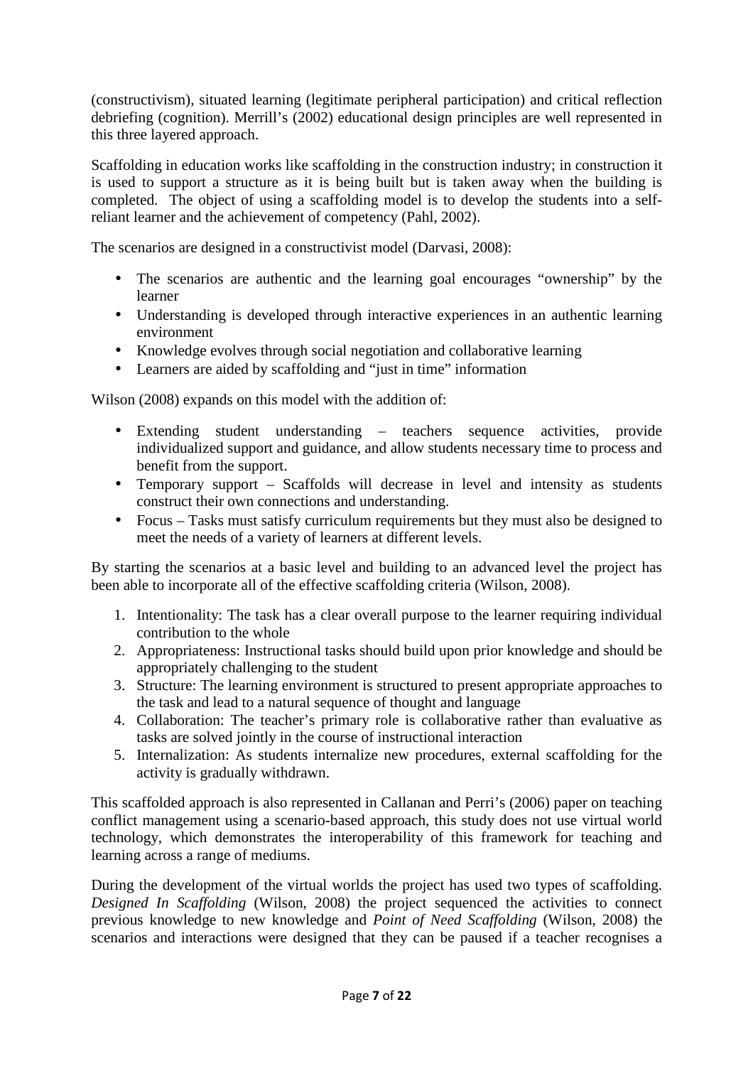(constructivism), situated learning (legitimate peripheral participation) and critical reflection debriefing (cognition). Merrill's (2002) educational design principles are well represented in this three layered approach.

Scaffolding in education works like scaffolding in the construction industry; in construction it is used to support a structure as it is being built but is taken away when the building is completed. The object of using a scaffolding model is to develop the students into a self-reliant learner and the achievement of competency (Pahl, 2002).

The scenarios are designed in a constructivist model (Darvasi, 2008):

- The scenarios are authentic and the learning goal encourages "ownership" by the learner
- Understanding is developed through interactive experiences in an authentic learning environment
- Knowledge evolves through social negotiation and collaborative learning
- Learners are aided by scaffolding and "just in time" information

Wilson (2008) expands on this model with the addition of:

- Extending student understanding – teachers sequence activities, provide individualized support and guidance, and allow students necessary time to process and benefit from the support.
- Temporary support – Scaffolds will decrease in level and intensity as students construct their own connections and understanding.
- Focus – Tasks must satisfy curriculum requirements but they must also be designed to meet the needs of a variety of learners at different levels.

By starting the scenarios at a basic level and building to an advanced level the project has been able to incorporate all of the effective scaffolding criteria (Wilson, 2008).

1. Intentionality: The task has a clear overall purpose to the learner requiring individual contribution to the whole
2. Appropriateness: Instructional tasks should build upon prior knowledge and should be appropriately challenging to the student
3. Structure: The learning environment is structured to present appropriate approaches to the task and lead to a natural sequence of thought and language
4. Collaboration: The teacher's primary role is collaborative rather than evaluative as tasks are solved jointly in the course of instructional interaction
5. Internalization: As students internalize new procedures, external scaffolding for the activity is gradually withdrawn.

This scaffolded approach is also represented in Callanan and Perri's (2006) paper on teaching conflict management using a scenario-based approach, this study does not use virtual world technology, which demonstrates the interoperability of this framework for teaching and learning across a range of mediums.

During the development of the virtual worlds the project has used two types of scaffolding. *Designed In Scaffolding* (Wilson, 2008) the project sequenced the activities to connect previous knowledge to new knowledge and *Point of Need Scaffolding* (Wilson, 2008) the scenarios and interactions were designed that they can be paused if a teacher recognises a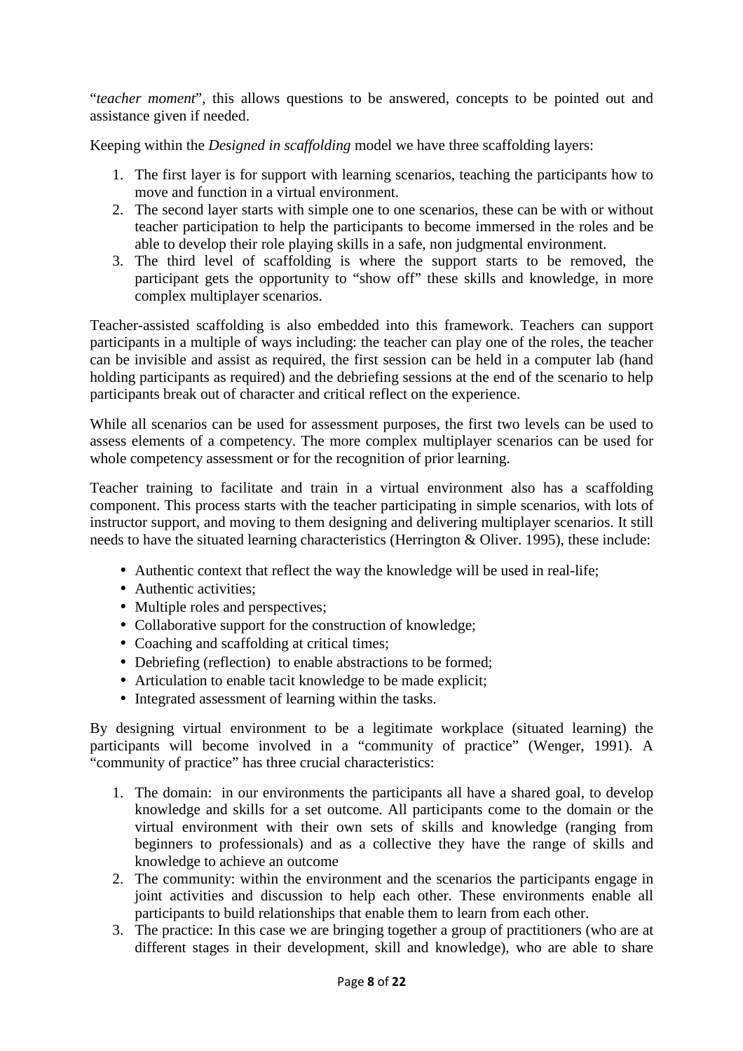"*teacher moment*", this allows questions to be answered, concepts to be pointed out and assistance given if needed.

Keeping within the *Designed in scaffolding* model we have three scaffolding layers:

1. The first layer is for support with learning scenarios, teaching the participants how to move and function in a virtual environment.
2. The second layer starts with simple one to one scenarios, these can be with or without teacher participation to help the participants to become immersed in the roles and be able to develop their role playing skills in a safe, non judgmental environment.
3. The third level of scaffolding is where the support starts to be removed, the participant gets the opportunity to "show off" these skills and knowledge, in more complex multiplayer scenarios.

Teacher-assisted scaffolding is also embedded into this framework. Teachers can support participants in a multiple of ways including: the teacher can play one of the roles, the teacher can be invisible and assist as required, the first session can be held in a computer lab (hand holding participants as required) and the debriefing sessions at the end of the scenario to help participants break out of character and critical reflect on the experience.

While all scenarios can be used for assessment purposes, the first two levels can be used to assess elements of a competency. The more complex multiplayer scenarios can be used for whole competency assessment or for the recognition of prior learning.

Teacher training to facilitate and train in a virtual environment also has a scaffolding component. This process starts with the teacher participating in simple scenarios, with lots of instructor support, and moving to them designing and delivering multiplayer scenarios. It still needs to have the situated learning characteristics (Herrington & Oliver. 1995), these include:

- Authentic context that reflect the way the knowledge will be used in real-life;
- Authentic activities;
- Multiple roles and perspectives;
- Collaborative support for the construction of knowledge;
- Coaching and scaffolding at critical times;
- Debriefing (reflection) to enable abstractions to be formed;
- Articulation to enable tacit knowledge to be made explicit;
- Integrated assessment of learning within the tasks.

By designing virtual environment to be a legitimate workplace (situated learning) the participants will become involved in a "community of practice" (Wenger, 1991). A "community of practice" has three crucial characteristics:

1. The domain: in our environments the participants all have a shared goal, to develop knowledge and skills for a set outcome. All participants come to the domain or the virtual environment with their own sets of skills and knowledge (ranging from beginners to professionals) and as a collective they have the range of skills and knowledge to achieve an outcome
2. The community: within the environment and the scenarios the participants engage in joint activities and discussion to help each other. These environments enable all participants to build relationships that enable them to learn from each other.
3. The practice: In this case we are bringing together a group of practitioners (who are at different stages in their development, skill and knowledge), who are able to share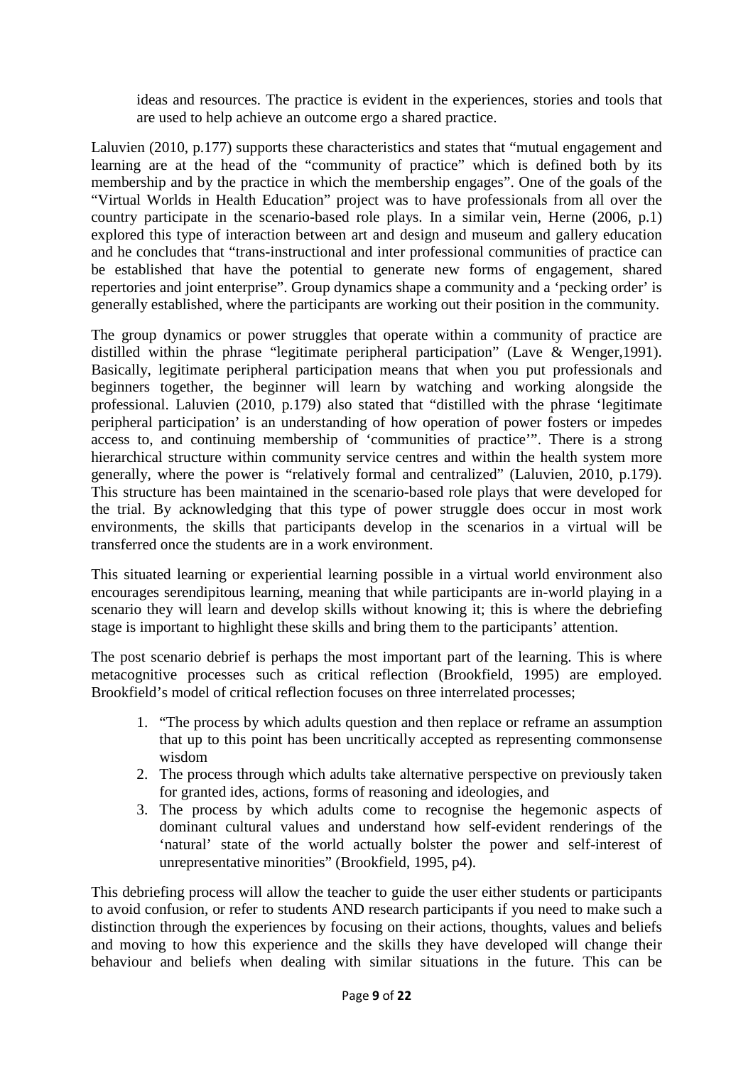ideas and resources. The practice is evident in the experiences, stories and tools that are used to help achieve an outcome ergo a shared practice.

Laluvien (2010, p.177) supports these characteristics and states that "mutual engagement and learning are at the head of the "community of practice" which is defined both by its membership and by the practice in which the membership engages". One of the goals of the "Virtual Worlds in Health Education" project was to have professionals from all over the country participate in the scenario-based role plays. In a similar vein, Herne (2006, p.1) explored this type of interaction between art and design and museum and gallery education and he concludes that "trans-instructional and inter professional communities of practice can be established that have the potential to generate new forms of engagement, shared repertories and joint enterprise". Group dynamics shape a community and a 'pecking order' is generally established, where the participants are working out their position in the community.

The group dynamics or power struggles that operate within a community of practice are distilled within the phrase "legitimate peripheral participation" (Lave & Wenger,1991). Basically, legitimate peripheral participation means that when you put professionals and beginners together, the beginner will learn by watching and working alongside the professional. Laluvien (2010, p.179) also stated that "distilled with the phrase 'legitimate peripheral participation' is an understanding of how operation of power fosters or impedes access to, and continuing membership of 'communities of practice'". There is a strong hierarchical structure within community service centres and within the health system more generally, where the power is "relatively formal and centralized" (Laluvien, 2010, p.179). This structure has been maintained in the scenario-based role plays that were developed for the trial. By acknowledging that this type of power struggle does occur in most work environments, the skills that participants develop in the scenarios in a virtual will be transferred once the students are in a work environment.

This situated learning or experiential learning possible in a virtual world environment also encourages serendipitous learning, meaning that while participants are in-world playing in a scenario they will learn and develop skills without knowing it; this is where the debriefing stage is important to highlight these skills and bring them to the participants' attention.

The post scenario debrief is perhaps the most important part of the learning. This is where metacognitive processes such as critical reflection (Brookfield, 1995) are employed. Brookfield's model of critical reflection focuses on three interrelated processes;

1. "The process by which adults question and then replace or reframe an assumption that up to this point has been uncritically accepted as representing commonsense wisdom
2. The process through which adults take alternative perspective on previously taken for granted ides, actions, forms of reasoning and ideologies, and
3. The process by which adults come to recognise the hegemonic aspects of dominant cultural values and understand how self-evident renderings of the 'natural' state of the world actually bolster the power and self-interest of unrepresentative minorities" (Brookfield, 1995, p4).

This debriefing process will allow the teacher to guide the user either students or participants to avoid confusion, or refer to students AND research participants if you need to make such a distinction through the experiences by focusing on their actions, thoughts, values and beliefs and moving to how this experience and the skills they have developed will change their behaviour and beliefs when dealing with similar situations in the future. This can be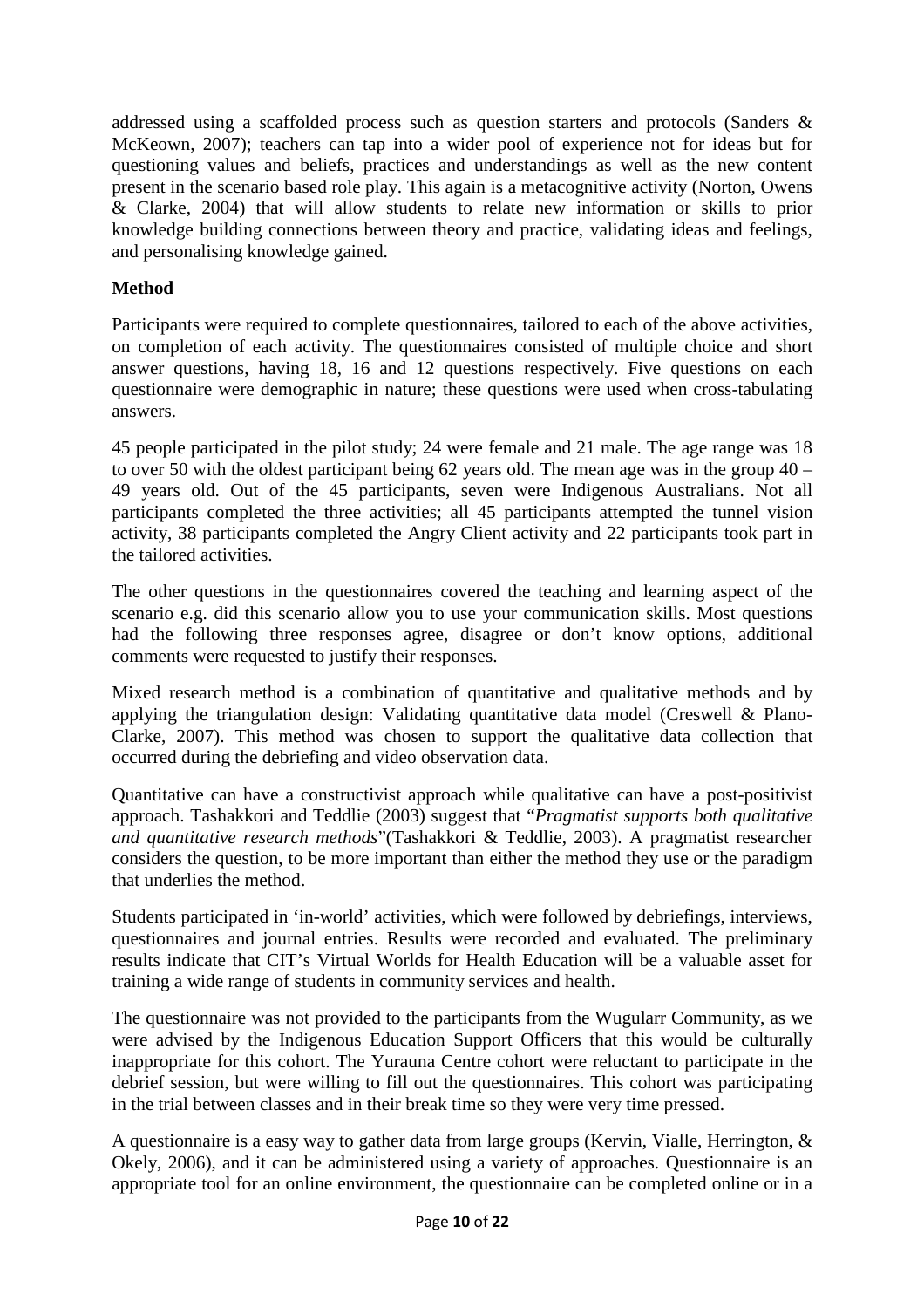addressed using a scaffolded process such as question starters and protocols (Sanders & McKeown, 2007); teachers can tap into a wider pool of experience not for ideas but for questioning values and beliefs, practices and understandings as well as the new content present in the scenario based role play. This again is a metacognitive activity (Norton, Owens & Clarke, 2004) that will allow students to relate new information or skills to prior knowledge building connections between theory and practice, validating ideas and feelings, and personalising knowledge gained.

**Method**

Participants were required to complete questionnaires, tailored to each of the above activities, on completion of each activity. The questionnaires consisted of multiple choice and short answer questions, having 18, 16 and 12 questions respectively. Five questions on each questionnaire were demographic in nature; these questions were used when cross-tabulating answers.

45 people participated in the pilot study; 24 were female and 21 male. The age range was 18 to over 50 with the oldest participant being 62 years old. The mean age was in the group 40 – 49 years old. Out of the 45 participants, seven were Indigenous Australians. Not all participants completed the three activities; all 45 participants attempted the tunnel vision activity, 38 participants completed the Angry Client activity and 22 participants took part in the tailored activities.

The other questions in the questionnaires covered the teaching and learning aspect of the scenario e.g. did this scenario allow you to use your communication skills. Most questions had the following three responses agree, disagree or don't know options, additional comments were requested to justify their responses.

Mixed research method is a combination of quantitative and qualitative methods and by applying the triangulation design: Validating quantitative data model (Creswell & Plano-Clarke, 2007). This method was chosen to support the qualitative data collection that occurred during the debriefing and video observation data.

Quantitative can have a constructivist approach while qualitative can have a post-positivist approach. Tashakkori and Teddlie (2003) suggest that "*Pragmatist supports both qualitative and quantitative research methods*"(Tashakkori & Teddlie, 2003). A pragmatist researcher considers the question, to be more important than either the method they use or the paradigm that underlies the method.

Students participated in 'in-world' activities, which were followed by debriefings, interviews, questionnaires and journal entries. Results were recorded and evaluated. The preliminary results indicate that CIT's Virtual Worlds for Health Education will be a valuable asset for training a wide range of students in community services and health.

The questionnaire was not provided to the participants from the Wugularr Community, as we were advised by the Indigenous Education Support Officers that this would be culturally inappropriate for this cohort. The Yurauna Centre cohort were reluctant to participate in the debrief session, but were willing to fill out the questionnaires. This cohort was participating in the trial between classes and in their break time so they were very time pressed.

A questionnaire is a easy way to gather data from large groups (Kervin, Vialle, Herrington, & Okely, 2006), and it can be administered using a variety of approaches. Questionnaire is an appropriate tool for an online environment, the questionnaire can be completed online or in a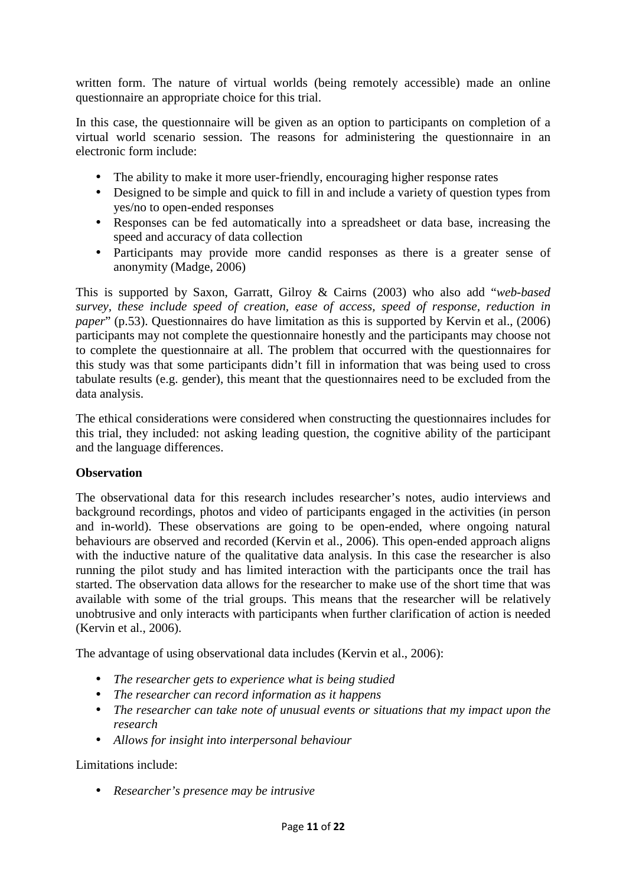written form. The nature of virtual worlds (being remotely accessible) made an online questionnaire an appropriate choice for this trial.

In this case, the questionnaire will be given as an option to participants on completion of a virtual world scenario session. The reasons for administering the questionnaire in an electronic form include:

- The ability to make it more user-friendly, encouraging higher response rates
- Designed to be simple and quick to fill in and include a variety of question types from yes/no to open-ended responses
- Responses can be fed automatically into a spreadsheet or data base, increasing the speed and accuracy of data collection
- Participants may provide more candid responses as there is a greater sense of anonymity (Madge, 2006)

This is supported by Saxon, Garratt, Gilroy & Cairns (2003) who also add "*web-based survey, these include speed of creation, ease of access, speed of response, reduction in paper*" (p.53). Questionnaires do have limitation as this is supported by Kervin et al., (2006) participants may not complete the questionnaire honestly and the participants may choose not to complete the questionnaire at all. The problem that occurred with the questionnaires for this study was that some participants didn't fill in information that was being used to cross tabulate results (e.g. gender), this meant that the questionnaires need to be excluded from the data analysis.

The ethical considerations were considered when constructing the questionnaires includes for this trial, they included: not asking leading question, the cognitive ability of the participant and the language differences.

**Observation**

The observational data for this research includes researcher's notes, audio interviews and background recordings, photos and video of participants engaged in the activities (in person and in-world). These observations are going to be open-ended, where ongoing natural behaviours are observed and recorded (Kervin et al., 2006). This open-ended approach aligns with the inductive nature of the qualitative data analysis. In this case the researcher is also running the pilot study and has limited interaction with the participants once the trail has started. The observation data allows for the researcher to make use of the short time that was available with some of the trial groups. This means that the researcher will be relatively unobtrusive and only interacts with participants when further clarification of action is needed (Kervin et al., 2006).

The advantage of using observational data includes (Kervin et al., 2006):

- *The researcher gets to experience what is being studied*
- *The researcher can record information as it happens*
- *The researcher can take note of unusual events or situations that my impact upon the research*
- *Allows for insight into interpersonal behaviour*

Limitations include:

- *Researcher's presence may be intrusive*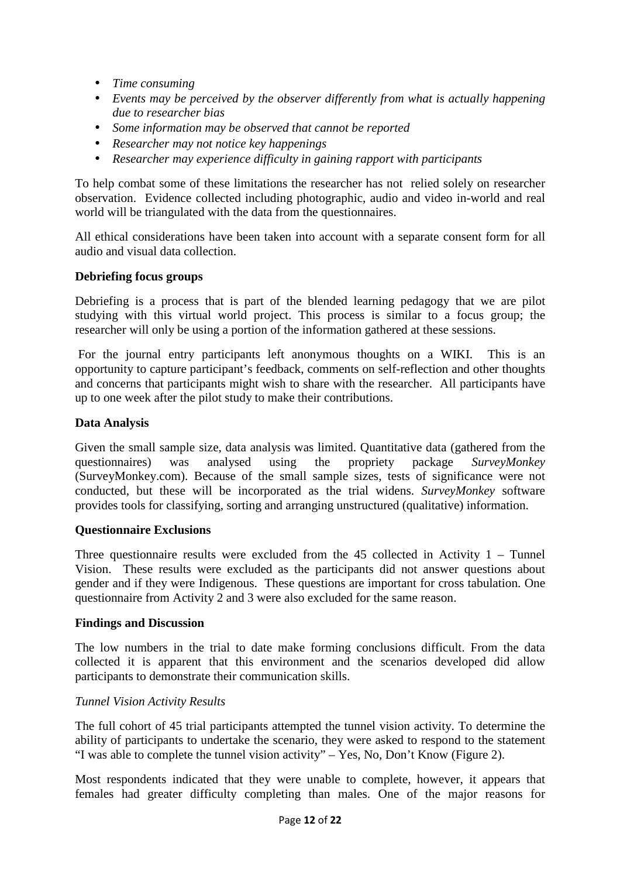- *Time consuming*
- *Events may be perceived by the observer differently from what is actually happening due to researcher bias*
- *Some information may be observed that cannot be reported*
- *Researcher may not notice key happenings*
- *Researcher may experience difficulty in gaining rapport with participants*

To help combat some of these limitations the researcher has not relied solely on researcher observation. Evidence collected including photographic, audio and video in-world and real world will be triangulated with the data from the questionnaires.

All ethical considerations have been taken into account with a separate consent form for all audio and visual data collection.

**Debriefing focus groups**

Debriefing is a process that is part of the blended learning pedagogy that we are pilot studying with this virtual world project. This process is similar to a focus group; the researcher will only be using a portion of the information gathered at these sessions.

For the journal entry participants left anonymous thoughts on a WIKI. This is an opportunity to capture participant's feedback, comments on self-reflection and other thoughts and concerns that participants might wish to share with the researcher. All participants have up to one week after the pilot study to make their contributions.

**Data Analysis**

Given the small sample size, data analysis was limited. Quantitative data (gathered from the questionnaires) was analysed using the propriety package *SurveyMonkey* (SurveyMonkey.com). Because of the small sample sizes, tests of significance were not conducted, but these will be incorporated as the trial widens. *SurveyMonkey* software provides tools for classifying, sorting and arranging unstructured (qualitative) information.

**Questionnaire Exclusions**

Three questionnaire results were excluded from the 45 collected in Activity 1 – Tunnel Vision. These results were excluded as the participants did not answer questions about gender and if they were Indigenous. These questions are important for cross tabulation. One questionnaire from Activity 2 and 3 were also excluded for the same reason.

**Findings and Discussion**

The low numbers in the trial to date make forming conclusions difficult. From the data collected it is apparent that this environment and the scenarios developed did allow participants to demonstrate their communication skills.

*Tunnel Vision Activity Results*

The full cohort of 45 trial participants attempted the tunnel vision activity. To determine the ability of participants to undertake the scenario, they were asked to respond to the statement "I was able to complete the tunnel vision activity" – Yes, No, Don't Know (Figure 2).

Most respondents indicated that they were unable to complete, however, it appears that females had greater difficulty completing than males. One of the major reasons for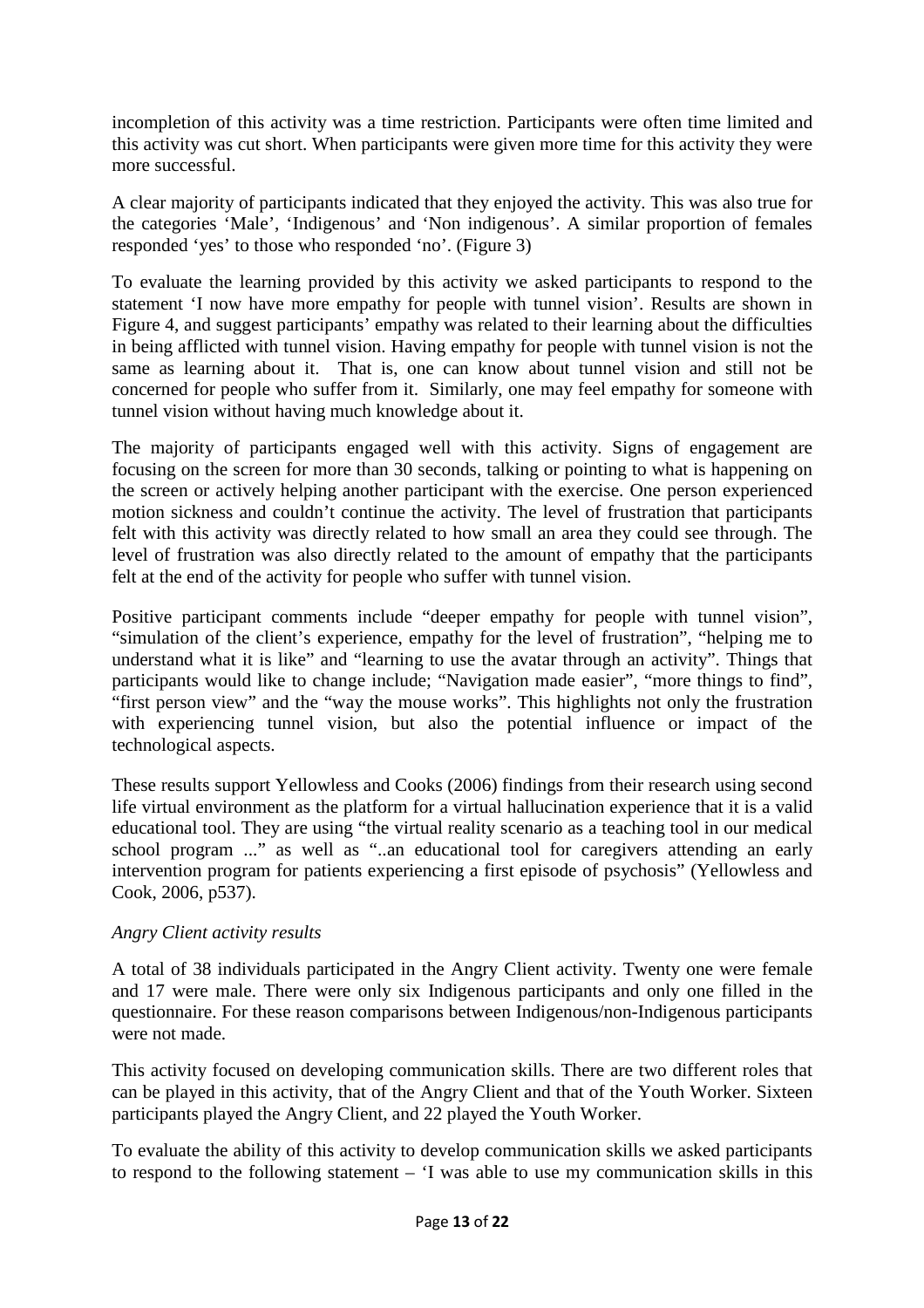incompletion of this activity was a time restriction. Participants were often time limited and this activity was cut short. When participants were given more time for this activity they were more successful.

A clear majority of participants indicated that they enjoyed the activity. This was also true for the categories 'Male', 'Indigenous' and 'Non indigenous'. A similar proportion of females responded 'yes' to those who responded 'no'. (Figure 3)

To evaluate the learning provided by this activity we asked participants to respond to the statement 'I now have more empathy for people with tunnel vision'. Results are shown in Figure 4, and suggest participants' empathy was related to their learning about the difficulties in being afflicted with tunnel vision. Having empathy for people with tunnel vision is not the same as learning about it. That is, one can know about tunnel vision and still not be concerned for people who suffer from it. Similarly, one may feel empathy for someone with tunnel vision without having much knowledge about it.

The majority of participants engaged well with this activity. Signs of engagement are focusing on the screen for more than 30 seconds, talking or pointing to what is happening on the screen or actively helping another participant with the exercise. One person experienced motion sickness and couldn't continue the activity. The level of frustration that participants felt with this activity was directly related to how small an area they could see through. The level of frustration was also directly related to the amount of empathy that the participants felt at the end of the activity for people who suffer with tunnel vision.

Positive participant comments include "deeper empathy for people with tunnel vision", "simulation of the client's experience, empathy for the level of frustration", "helping me to understand what it is like" and "learning to use the avatar through an activity". Things that participants would like to change include; "Navigation made easier", "more things to find", "first person view" and the "way the mouse works". This highlights not only the frustration with experiencing tunnel vision, but also the potential influence or impact of the technological aspects.

These results support Yellowless and Cooks (2006) findings from their research using second life virtual environment as the platform for a virtual hallucination experience that it is a valid educational tool. They are using "the virtual reality scenario as a teaching tool in our medical school program ..." as well as "..an educational tool for caregivers attending an early intervention program for patients experiencing a first episode of psychosis" (Yellowless and Cook, 2006, p537).

*Angry Client activity results*

A total of 38 individuals participated in the Angry Client activity. Twenty one were female and 17 were male. There were only six Indigenous participants and only one filled in the questionnaire. For these reason comparisons between Indigenous/non-Indigenous participants were not made.

This activity focused on developing communication skills. There are two different roles that can be played in this activity, that of the Angry Client and that of the Youth Worker. Sixteen participants played the Angry Client, and 22 played the Youth Worker.

To evaluate the ability of this activity to develop communication skills we asked participants to respond to the following statement – 'I was able to use my communication skills in this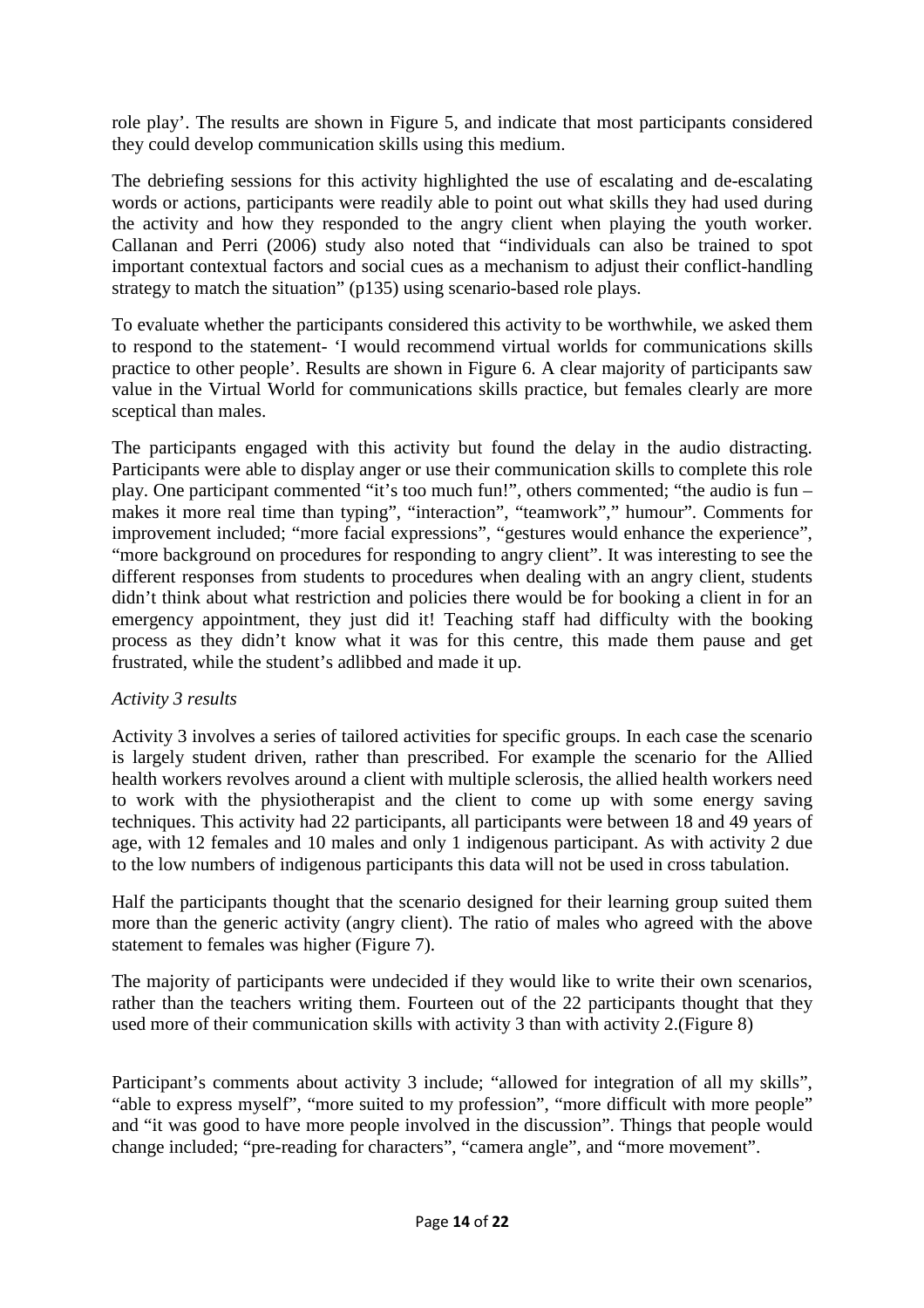role play'. The results are shown in Figure 5, and indicate that most participants considered they could develop communication skills using this medium.

The debriefing sessions for this activity highlighted the use of escalating and de-escalating words or actions, participants were readily able to point out what skills they had used during the activity and how they responded to the angry client when playing the youth worker. Callanan and Perri (2006) study also noted that "individuals can also be trained to spot important contextual factors and social cues as a mechanism to adjust their conflict-handling strategy to match the situation" (p135) using scenario-based role plays.

To evaluate whether the participants considered this activity to be worthwhile, we asked them to respond to the statement- 'I would recommend virtual worlds for communications skills practice to other people'. Results are shown in Figure 6. A clear majority of participants saw value in the Virtual World for communications skills practice, but females clearly are more sceptical than males.

The participants engaged with this activity but found the delay in the audio distracting. Participants were able to display anger or use their communication skills to complete this role play. One participant commented "it's too much fun!", others commented; "the audio is fun – makes it more real time than typing", "interaction", "teamwork"," humour". Comments for improvement included; "more facial expressions", "gestures would enhance the experience", "more background on procedures for responding to angry client". It was interesting to see the different responses from students to procedures when dealing with an angry client, students didn't think about what restriction and policies there would be for booking a client in for an emergency appointment, they just did it! Teaching staff had difficulty with the booking process as they didn't know what it was for this centre, this made them pause and get frustrated, while the student's adlibbed and made it up.

*Activity 3 results*

Activity 3 involves a series of tailored activities for specific groups. In each case the scenario is largely student driven, rather than prescribed. For example the scenario for the Allied health workers revolves around a client with multiple sclerosis, the allied health workers need to work with the physiotherapist and the client to come up with some energy saving techniques. This activity had 22 participants, all participants were between 18 and 49 years of age, with 12 females and 10 males and only 1 indigenous participant. As with activity 2 due to the low numbers of indigenous participants this data will not be used in cross tabulation.

Half the participants thought that the scenario designed for their learning group suited them more than the generic activity (angry client). The ratio of males who agreed with the above statement to females was higher (Figure 7).

The majority of participants were undecided if they would like to write their own scenarios, rather than the teachers writing them. Fourteen out of the 22 participants thought that they used more of their communication skills with activity 3 than with activity 2.(Figure 8)

Participant's comments about activity 3 include; "allowed for integration of all my skills", "able to express myself", "more suited to my profession", "more difficult with more people" and "it was good to have more people involved in the discussion". Things that people would change included; "pre-reading for characters", "camera angle", and "more movement".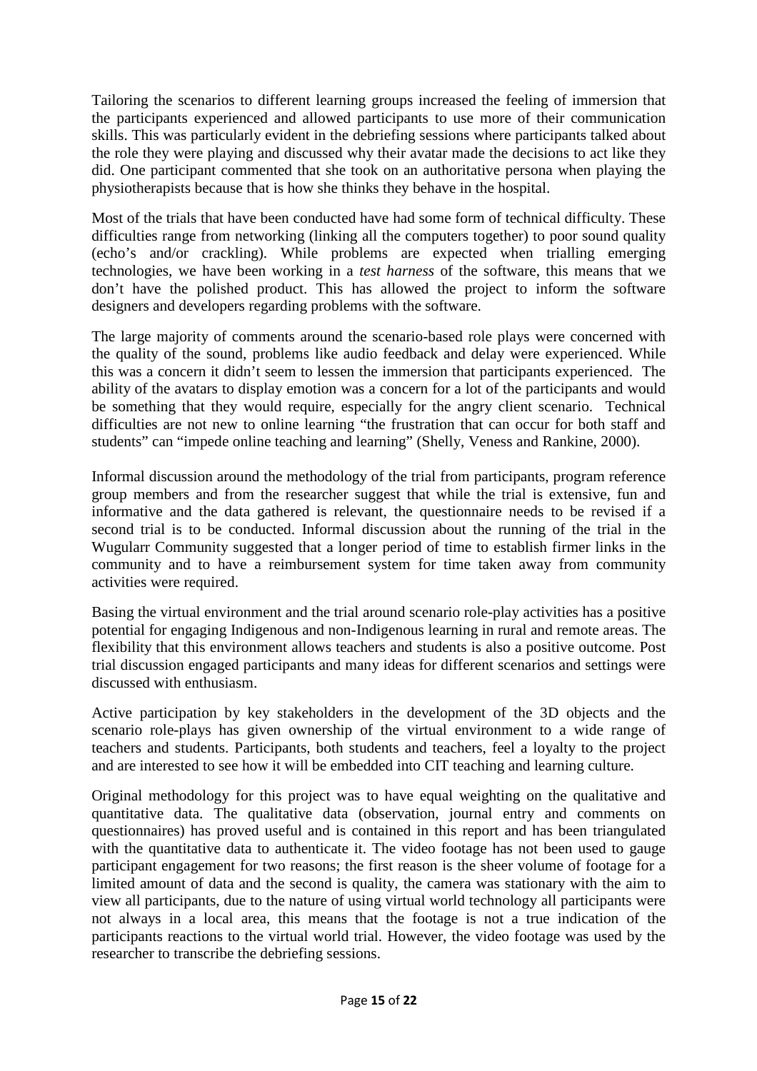Tailoring the scenarios to different learning groups increased the feeling of immersion that the participants experienced and allowed participants to use more of their communication skills. This was particularly evident in the debriefing sessions where participants talked about the role they were playing and discussed why their avatar made the decisions to act like they did. One participant commented that she took on an authoritative persona when playing the physiotherapists because that is how she thinks they behave in the hospital.

Most of the trials that have been conducted have had some form of technical difficulty. These difficulties range from networking (linking all the computers together) to poor sound quality (echo's and/or crackling). While problems are expected when trialling emerging technologies, we have been working in a *test harness* of the software, this means that we don't have the polished product. This has allowed the project to inform the software designers and developers regarding problems with the software.

The large majority of comments around the scenario-based role plays were concerned with the quality of the sound, problems like audio feedback and delay were experienced. While this was a concern it didn't seem to lessen the immersion that participants experienced. The ability of the avatars to display emotion was a concern for a lot of the participants and would be something that they would require, especially for the angry client scenario. Technical difficulties are not new to online learning "the frustration that can occur for both staff and students" can "impede online teaching and learning" (Shelly, Veness and Rankine, 2000).

Informal discussion around the methodology of the trial from participants, program reference group members and from the researcher suggest that while the trial is extensive, fun and informative and the data gathered is relevant, the questionnaire needs to be revised if a second trial is to be conducted. Informal discussion about the running of the trial in the Wugularr Community suggested that a longer period of time to establish firmer links in the community and to have a reimbursement system for time taken away from community activities were required.

Basing the virtual environment and the trial around scenario role-play activities has a positive potential for engaging Indigenous and non-Indigenous learning in rural and remote areas. The flexibility that this environment allows teachers and students is also a positive outcome. Post trial discussion engaged participants and many ideas for different scenarios and settings were discussed with enthusiasm.

Active participation by key stakeholders in the development of the 3D objects and the scenario role-plays has given ownership of the virtual environment to a wide range of teachers and students. Participants, both students and teachers, feel a loyalty to the project and are interested to see how it will be embedded into CIT teaching and learning culture.

Original methodology for this project was to have equal weighting on the qualitative and quantitative data. The qualitative data (observation, journal entry and comments on questionnaires) has proved useful and is contained in this report and has been triangulated with the quantitative data to authenticate it. The video footage has not been used to gauge participant engagement for two reasons; the first reason is the sheer volume of footage for a limited amount of data and the second is quality, the camera was stationary with the aim to view all participants, due to the nature of using virtual world technology all participants were not always in a local area, this means that the footage is not a true indication of the participants reactions to the virtual world trial. However, the video footage was used by the researcher to transcribe the debriefing sessions.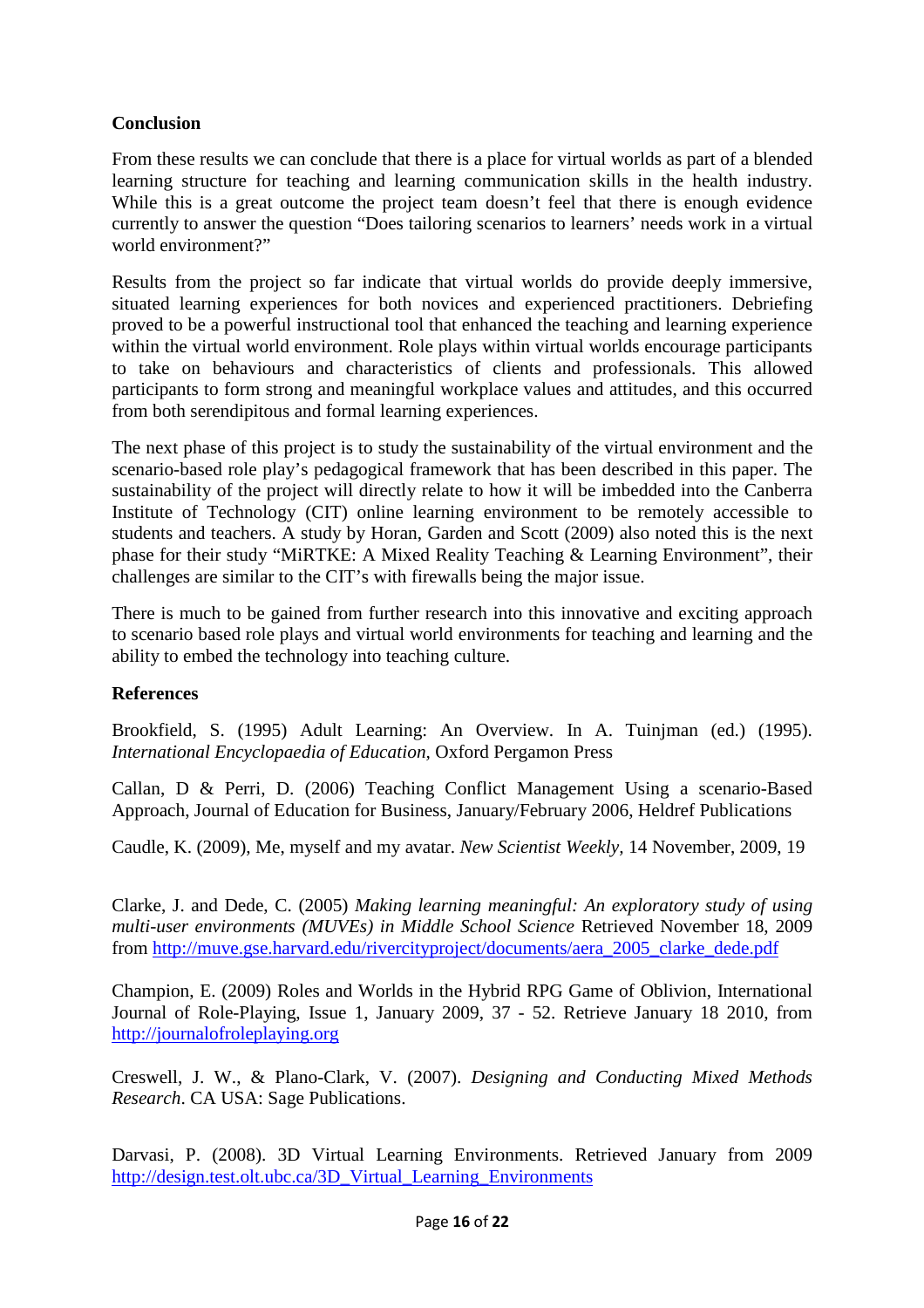**Conclusion**

From these results we can conclude that there is a place for virtual worlds as part of a blended learning structure for teaching and learning communication skills in the health industry. While this is a great outcome the project team doesn't feel that there is enough evidence currently to answer the question "Does tailoring scenarios to learners' needs work in a virtual world environment?"

Results from the project so far indicate that virtual worlds do provide deeply immersive, situated learning experiences for both novices and experienced practitioners. Debriefing proved to be a powerful instructional tool that enhanced the teaching and learning experience within the virtual world environment. Role plays within virtual worlds encourage participants to take on behaviours and characteristics of clients and professionals. This allowed participants to form strong and meaningful workplace values and attitudes, and this occurred from both serendipitous and formal learning experiences.

The next phase of this project is to study the sustainability of the virtual environment and the scenario-based role play's pedagogical framework that has been described in this paper. The sustainability of the project will directly relate to how it will be imbedded into the Canberra Institute of Technology (CIT) online learning environment to be remotely accessible to students and teachers. A study by Horan, Garden and Scott (2009) also noted this is the next phase for their study "MiRTKE: A Mixed Reality Teaching & Learning Environment", their challenges are similar to the CIT's with firewalls being the major issue.

There is much to be gained from further research into this innovative and exciting approach to scenario based role plays and virtual world environments for teaching and learning and the ability to embed the technology into teaching culture.

**References**

Brookfield, S. (1995) Adult Learning: An Overview. In A. Tuinjman (ed.) (1995). *International Encyclopaedia of Education*, Oxford Pergamon Press

Callan, D & Perri, D. (2006) Teaching Conflict Management Using a scenario-Based Approach, Journal of Education for Business, January/February 2006, Heldref Publications

Caudle, K. (2009), Me, myself and my avatar. *New Scientist Weekly*, 14 November, 2009, 19

Clarke, J. and Dede, C. (2005) *Making learning meaningful: An exploratory study of using multi-user environments (MUVEs) in Middle School Science* Retrieved November 18, 2009 from http://muve.gse.harvard.edu/rivercityproject/documents/aera_2005_clarke_dede.pdf

Champion, E. (2009) Roles and Worlds in the Hybrid RPG Game of Oblivion, International Journal of Role-Playing, Issue 1, January 2009, 37 - 52. Retrieve January 18 2010, from http://journalofroleplaying.org

Creswell, J. W., & Plano-Clark, V. (2007). *Designing and Conducting Mixed Methods Research*. CA USA: Sage Publications.

Darvasi, P. (2008). 3D Virtual Learning Environments. Retrieved January from 2009 http://design.test.olt.ubc.ca/3D_Virtual_Learning_Environments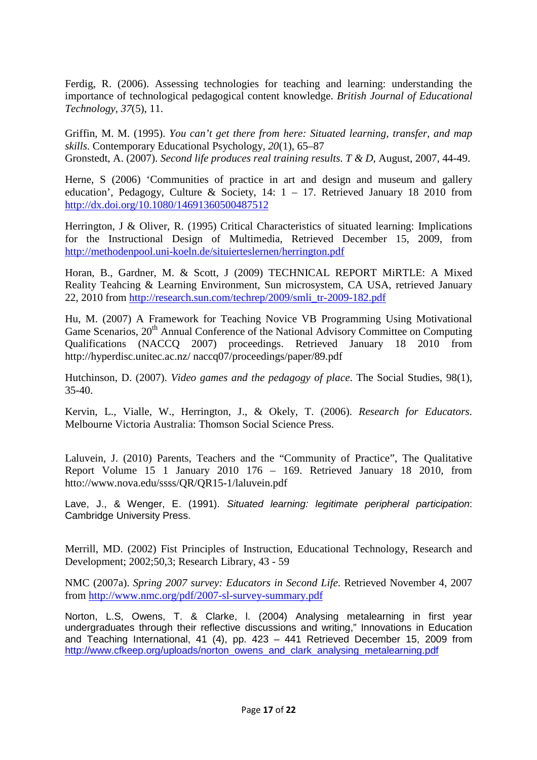Ferdig, R. (2006). Assessing technologies for teaching and learning: understanding the importance of technological pedagogical content knowledge. *British Journal of Educational Technology, 37*(5), 11.

Griffin, M. M. (1995). *You can't get there from here: Situated learning, transfer, and map skills*. Contemporary Educational Psychology, *20*(1), 65–87
Gronstedt, A. (2007). *Second life produces real training results*. *T & D*, August, 2007, 44-49.

Herne, S (2006) 'Communities of practice in art and design and museum and gallery education', Pedagogy, Culture & Society, 14: 1 – 17. Retrieved January 18 2010 from http://dx.doi.org/10.1080/14691360500487512

Herrington, J & Oliver, R. (1995) Critical Characteristics of situated learning: Implications for the Instructional Design of Multimedia, Retrieved December 15, 2009, from http://methodenpool.uni-koeln.de/situierteslernen/herrington.pdf

Horan, B., Gardner, M. & Scott, J (2009) TECHNICAL REPORT MiRTLE: A Mixed Reality Teahcing & Learning Environment, Sun microsystem, CA USA, retrieved January 22, 2010 from http://research.sun.com/techrep/2009/smli_tr-2009-182.pdf

Hu, M. (2007) A Framework for Teaching Novice VB Programming Using Motivational Game Scenarios, 20th Annual Conference of the National Advisory Committee on Computing Qualifications (NACCQ 2007) proceedings. Retrieved January 18 2010 from http://hyperdisc.unitec.ac.nz/ naccq07/proceedings/paper/89.pdf

Hutchinson, D. (2007). *Video games and the pedagogy of place*. The Social Studies, 98(1), 35-40.

Kervin, L., Vialle, W., Herrington, J., & Okely, T. (2006). *Research for Educators*. Melbourne Victoria Australia: Thomson Social Science Press.

Laluvein, J. (2010) Parents, Teachers and the "Community of Practice", The Qualitative Report Volume 15 1 January 2010 176 – 169. Retrieved January 18 2010, from htto://www.nova.edu/ssss/QR/QR15-1/laluvein.pdf

Lave, J., & Wenger, E. (1991). *Situated learning: legitimate peripheral participation*: Cambridge University Press.

Merrill, MD. (2002) Fist Principles of Instruction, Educational Technology, Research and Development; 2002;50,3; Research Library, 43 - 59

NMC (2007a). *Spring 2007 survey: Educators in Second Life*. Retrieved November 4, 2007 from http://www.nmc.org/pdf/2007-sl-survey-summary.pdf

Norton, L.S, Owens, T. & Clarke, I. (2004) Analysing metalearning in first year undergraduates through their reflective discussions and writing," Innovations in Education and Teaching International, 41 (4), pp. 423 – 441 Retrieved December 15, 2009 from http://www.cfkeep.org/uploads/norton_owens_and_clark_analysing_metalearning.pdf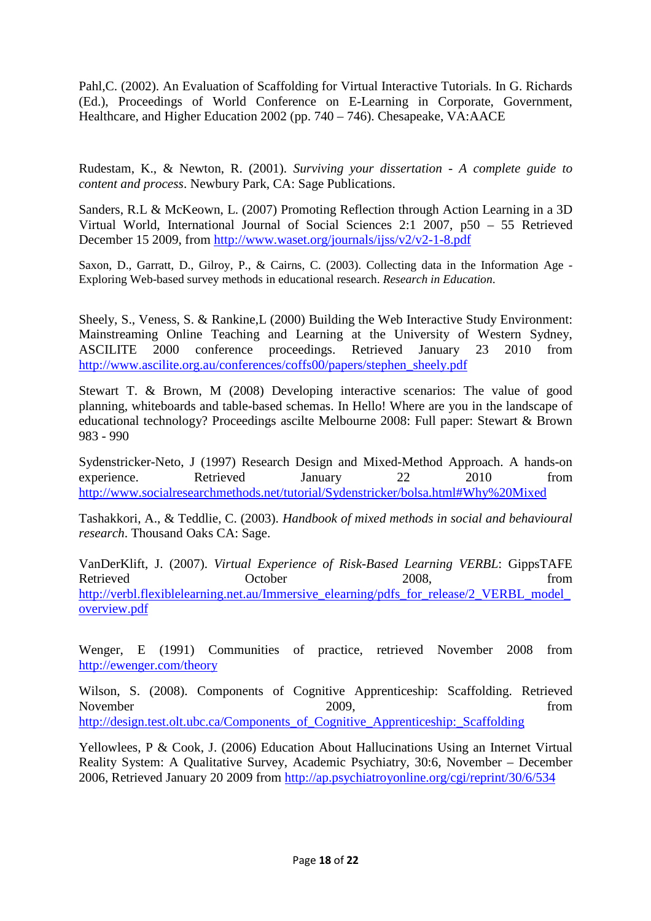Pahl,C. (2002). An Evaluation of Scaffolding for Virtual Interactive Tutorials. In G. Richards (Ed.), Proceedings of World Conference on E-Learning in Corporate, Government, Healthcare, and Higher Education 2002 (pp. 740 – 746). Chesapeake, VA:AACE

Rudestam, K., & Newton, R. (2001). *Surviving your dissertation - A complete guide to content and process*. Newbury Park, CA: Sage Publications.

Sanders, R.L & McKeown, L. (2007) Promoting Reflection through Action Learning in a 3D Virtual World, International Journal of Social Sciences 2:1 2007, p50 – 55 Retrieved December 15 2009, from http://www.waset.org/journals/ijss/v2/v2-1-8.pdf

Saxon, D., Garratt, D., Gilroy, P., & Cairns, C. (2003). Collecting data in the Information Age - Exploring Web-based survey methods in educational research. *Research in Education.*

Sheely, S., Veness, S. & Rankine,L (2000) Building the Web Interactive Study Environment: Mainstreaming Online Teaching and Learning at the University of Western Sydney, ASCILITE 2000 conference proceedings. Retrieved January 23 2010 from http://www.ascilite.org.au/conferences/coffs00/papers/stephen_sheely.pdf

Stewart T. & Brown, M (2008) Developing interactive scenarios: The value of good planning, whiteboards and table-based schemas. In Hello! Where are you in the landscape of educational technology? Proceedings ascilte Melbourne 2008: Full paper: Stewart & Brown 983 - 990

Sydenstricker-Neto, J (1997) Research Design and Mixed-Method Approach. A hands-on experience. Retrieved January 22 2010 from http://www.socialresearchmethods.net/tutorial/Sydenstricker/bolsa.html#Why%20Mixed

Tashakkori, A., & Teddlie, C. (2003). *Handbook of mixed methods in social and behavioural research*. Thousand Oaks CA: Sage.

VanDerKlift, J. (2007). *Virtual Experience of Risk-Based Learning VERBL*: GippsTAFE Retrieved October 2008, from http://verbl.flexiblelearning.net.au/Immersive_elearning/pdfs_for_release/2_VERBL_model_overview.pdf

Wenger, E (1991) Communities of practice, retrieved November 2008 from http://ewenger.com/theory

Wilson, S. (2008). Components of Cognitive Apprenticeship: Scaffolding. Retrieved November 2009, from http://design.test.olt.ubc.ca/Components_of_Cognitive_Apprenticeship:_Scaffolding

Yellowlees, P & Cook, J. (2006) Education About Hallucinations Using an Internet Virtual Reality System: A Qualitative Survey, Academic Psychiatry, 30:6, November – December 2006, Retrieved January 20 2009 from http://ap.psychiatryonline.org/cgi/reprint/30/6/534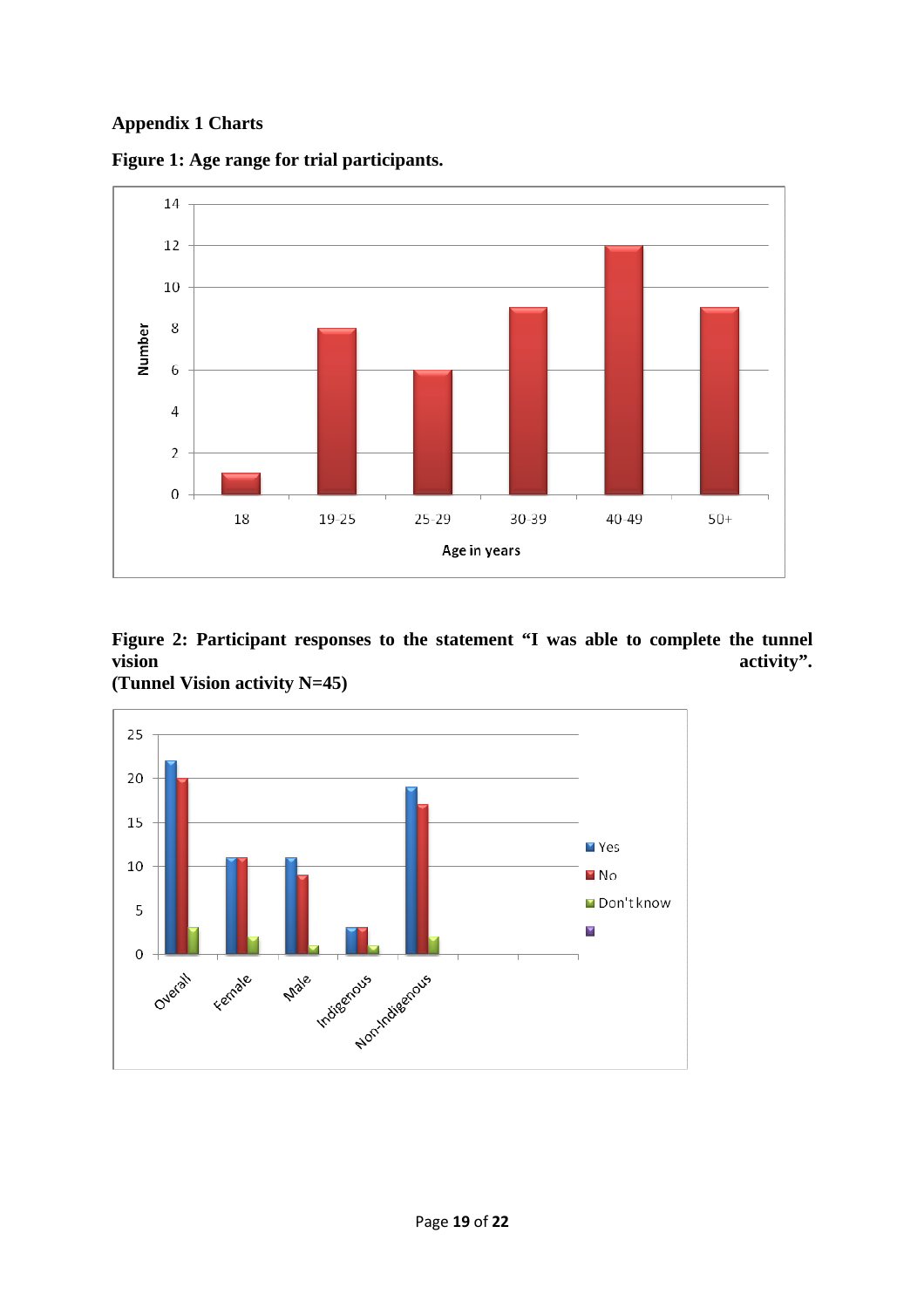**Appendix 1 Charts**

**Figure 1: Age range for trial participants.**

14
12
10
8
6
4
2
0

Number

18
19-25
25-29
30-39
40-49
50+

Age in years

**Figure 2: Participant responses to the statement "I was able to complete the tunnel vision activity". (Tunnel Vision activity N=45)**

25
20
15
10
5
0

Overall
Female
Male
Indigenous
Non-Indigenous

Yes
No
Don't know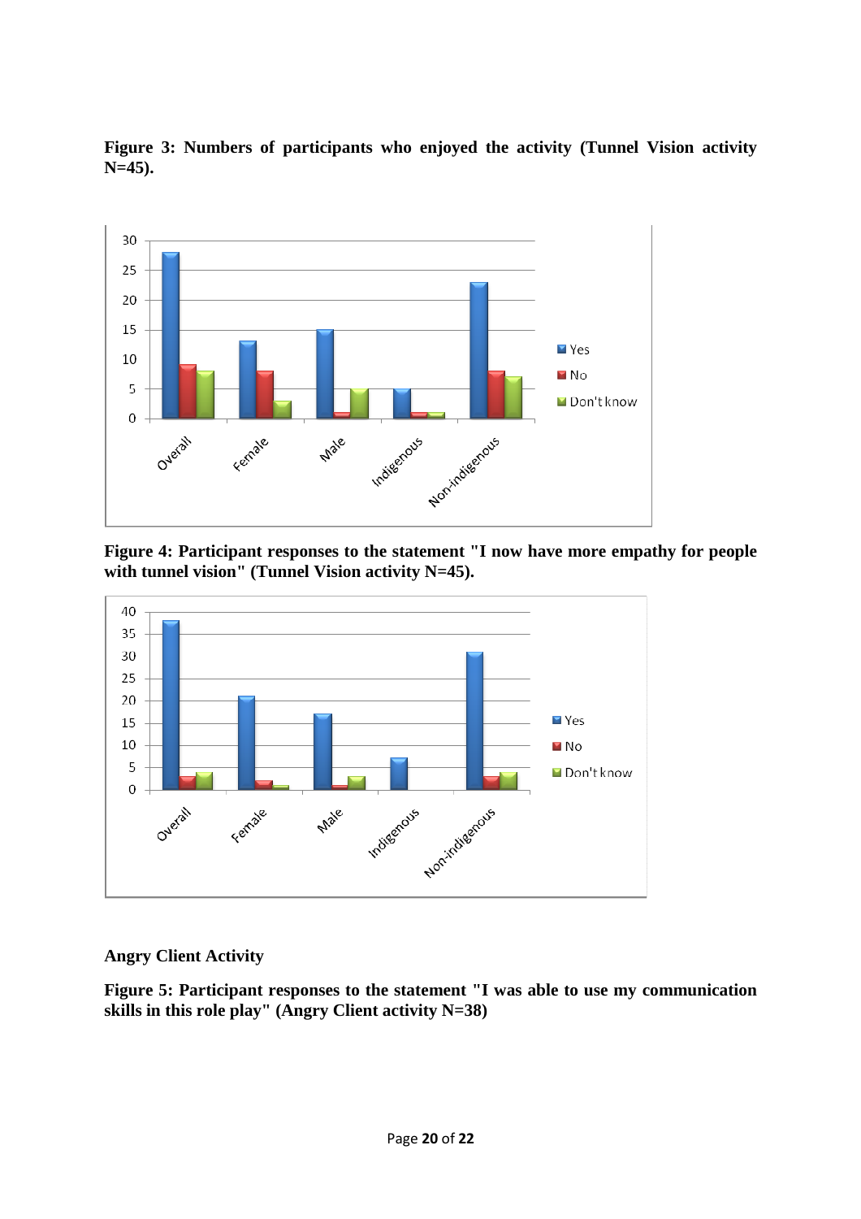**Figure 3: Numbers of participants who enjoyed the activity (Tunnel Vision activity N=45).**

30
25
20
15
10
5
0

Overall
Female
Male
Indigenous
Non-indigenous

Yes
No
Don't know

**Figure 4: Participant responses to the statement "I now have more empathy for people with tunnel vision" (Tunnel Vision activity N=45).**

40
35
30
25
20
15
10
5
0

Overall
Female
Male
Indigenous
Non-indigenous

Yes
No
Don't know

**Angry Client Activity**

**Figure 5: Participant responses to the statement "I was able to use my communication skills in this role play" (Angry Client activity N=38)**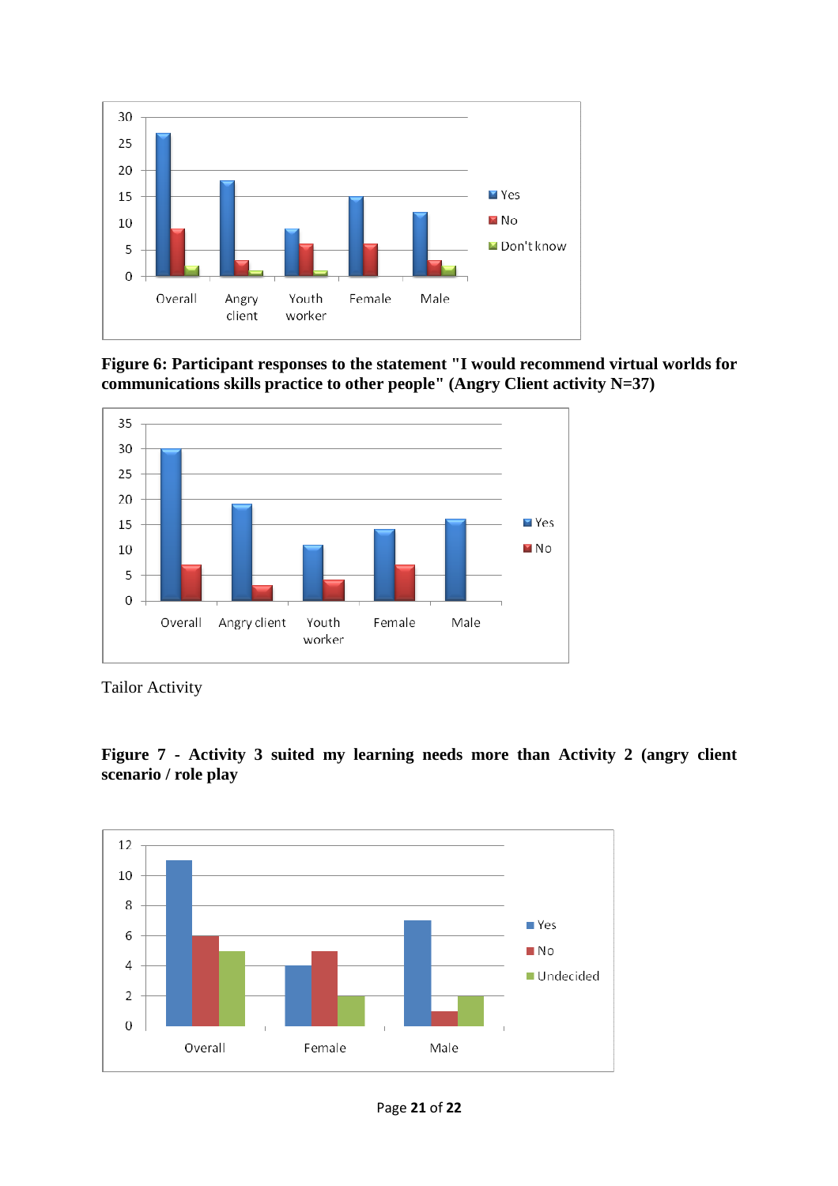30
25
20
15
10
5
0

Overall
Angry client
Youth worker
Female
Male

Yes
No
Don't know

**Figure 6: Participant responses to the statement "I would recommend virtual worlds for communications skills practice to other people" (Angry Client activity N=37)**

35
30
25
20
15
10
5
0

Overall
Angry client
Youth worker
Female
Male

Yes
No

Tailor Activity

**Figure 7 - Activity 3 suited my learning needs more than Activity 2 (angry client scenario / role play**

12
10
8
6
4
2
0

Overall
Female
Male

Yes
No
Undecided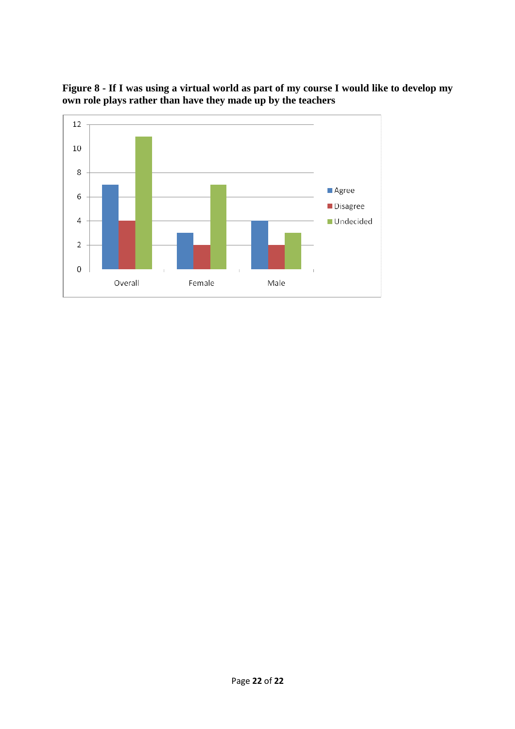**Figure 8 - If I was using a virtual world as part of my course I would like to develop my own role plays rather than have they made up by the teachers**

12
10
8
6
4
2
0

Overall
Female
Male

Agree
Disagree
Undecided